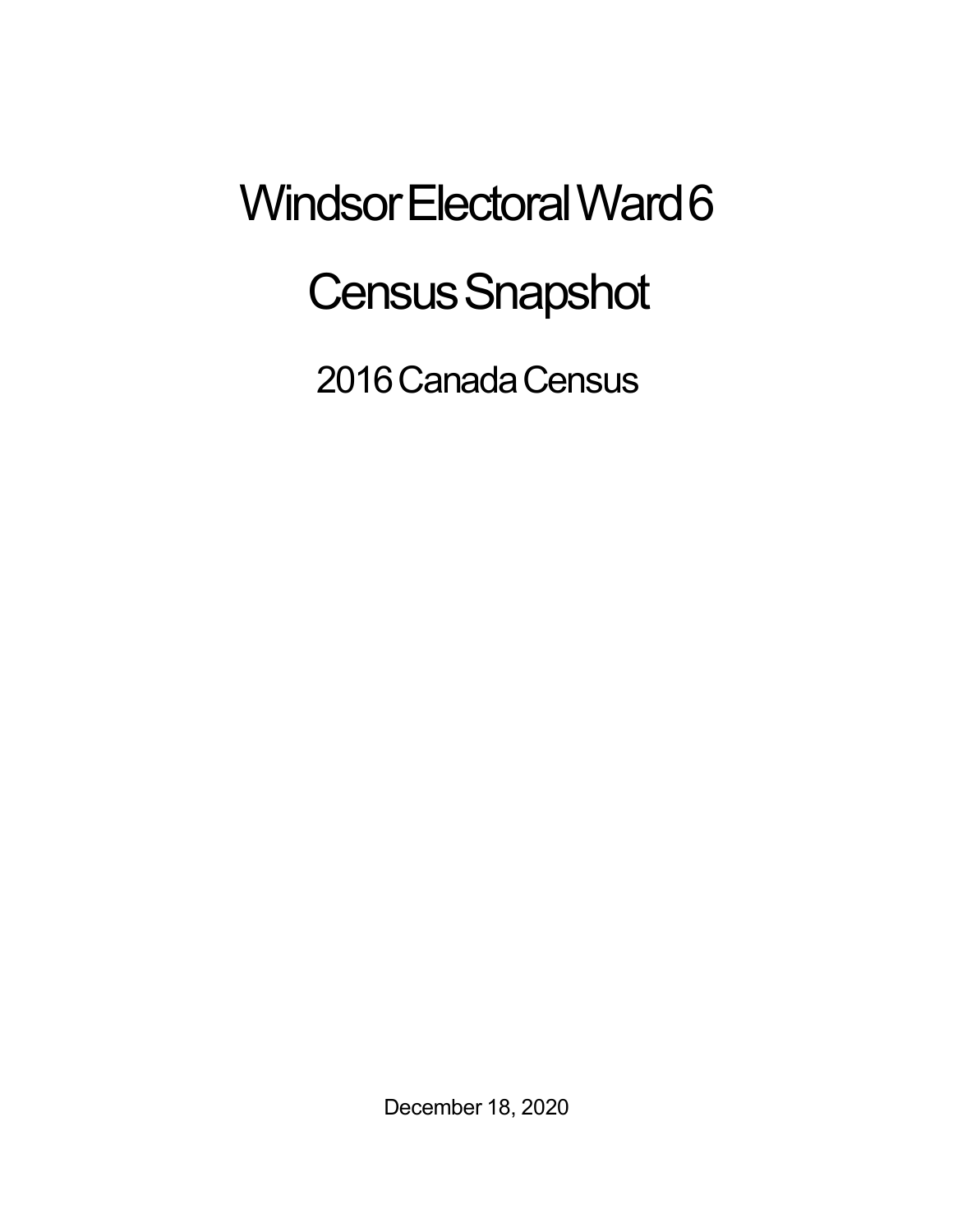# Windsor Electoral Ward 6

# Census Snapshot

## 2016 Canada Census

December 18, 2020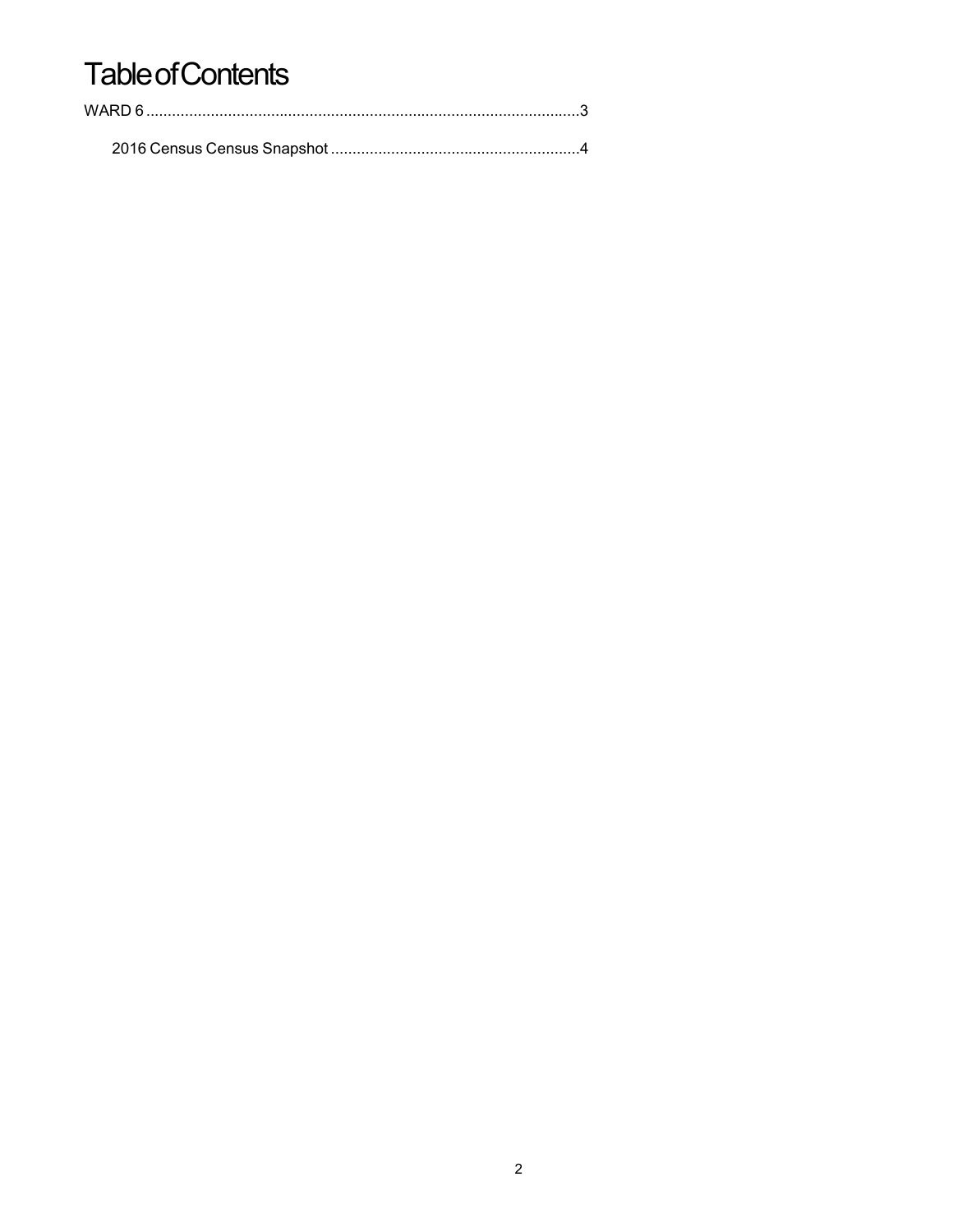# Table of Contents

WARD 6 ....................................................................................................3

2016 Census Census Snapshot .........................................................4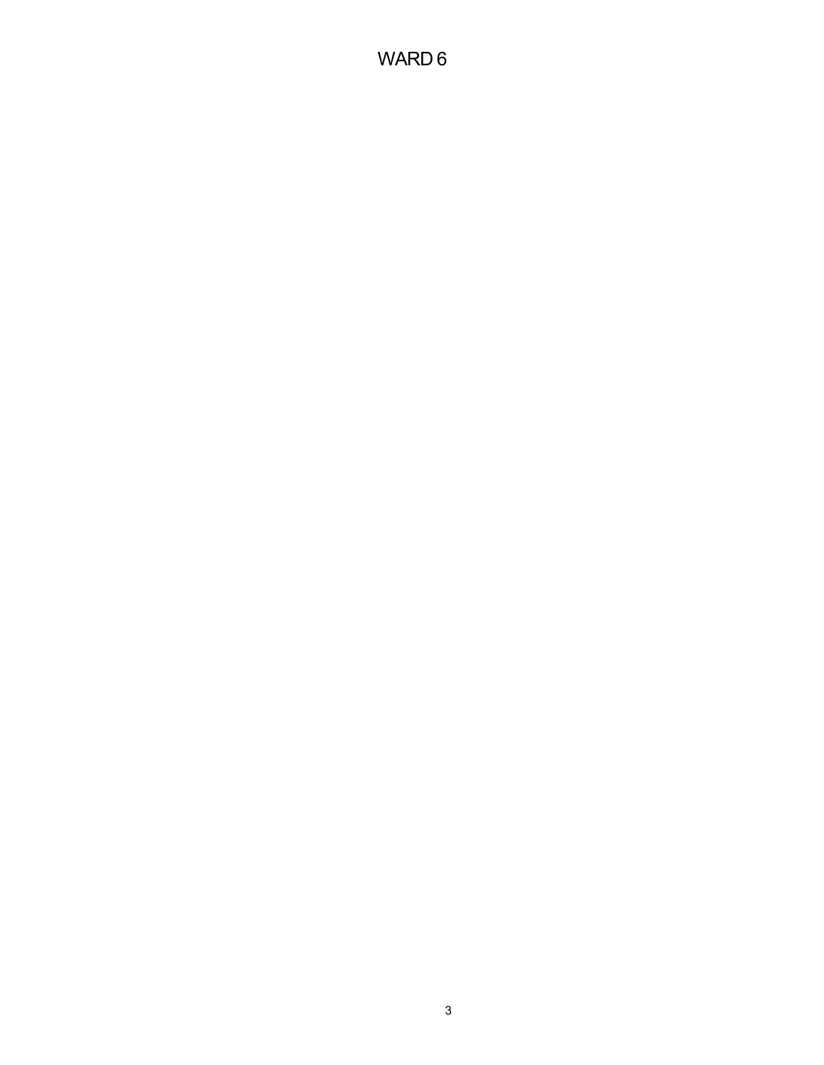# WARD 6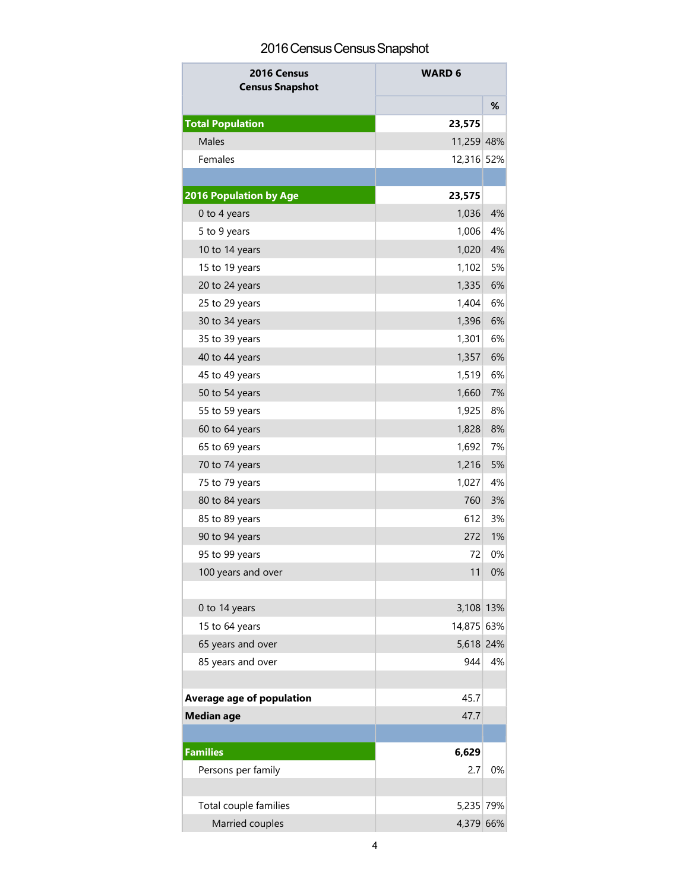# 2016 Census Census Snapshot

| 2016 Census Census Snapshot | WARD 6 | |
|---|---|---|
| | | % |
| **Total Population** | **23,575** | |
| Males | 11,259 | 48% |
| Females | 12,316 | 52% |
| | | |
| **2016 Population by Age** | **23,575** | |
| 0 to 4 years | 1,036 | 4% |
| 5 to 9 years | 1,006 | 4% |
| 10 to 14 years | 1,020 | 4% |
| 15 to 19 years | 1,102 | 5% |
| 20 to 24 years | 1,335 | 6% |
| 25 to 29 years | 1,404 | 6% |
| 30 to 34 years | 1,396 | 6% |
| 35 to 39 years | 1,301 | 6% |
| 40 to 44 years | 1,357 | 6% |
| 45 to 49 years | 1,519 | 6% |
| 50 to 54 years | 1,660 | 7% |
| 55 to 59 years | 1,925 | 8% |
| 60 to 64 years | 1,828 | 8% |
| 65 to 69 years | 1,692 | 7% |
| 70 to 74 years | 1,216 | 5% |
| 75 to 79 years | 1,027 | 4% |
| 80 to 84 years | 760 | 3% |
| 85 to 89 years | 612 | 3% |
| 90 to 94 years | 272 | 1% |
| 95 to 99 years | 72 | 0% |
| 100 years and over | 11 | 0% |
| | | |
| 0 to 14 years | 3,108 | 13% |
| 15 to 64 years | 14,875 | 63% |
| 65 years and over | 5,618 | 24% |
| 85 years and over | 944 | 4% |
| | | |
| **Average age of population** | 45.7 | |
| **Median age** | 47.7 | |
| | | |
| **Families** | **6,629** | |
| Persons per family | 2.7 | 0% |
| | | |
| Total couple families | 5,235 | 79% |
| Married couples | 4,379 | 66% |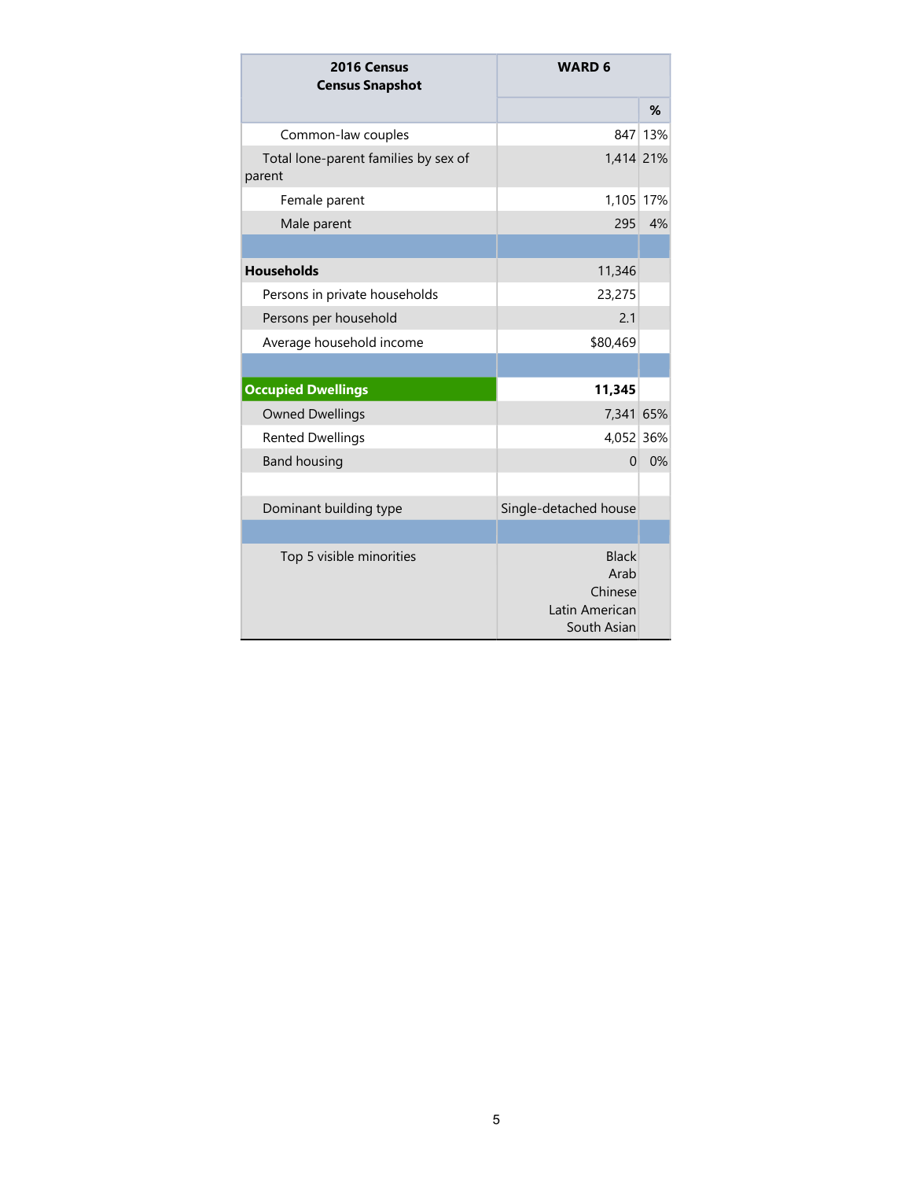| 2016 Census<br>Census Snapshot | WARD 6 | |
|---|---|---|
| | | % |
| Common-law couples | 847 | 13% |
| Total lone-parent families by sex of parent | 1,414 | 21% |
| Female parent | 1,105 | 17% |
| Male parent | 295 | 4% |
| | | |
| **Households** | 11,346 | |
| Persons in private households | 23,275 | |
| Persons per household | 2.1 | |
| Average household income | $80,469 | |
| | | |
| **Occupied Dwellings** | **11,345** | |
| Owned Dwellings | 7,341 | 65% |
| Rented Dwellings | 4,052 | 36% |
| Band housing | 0 | 0% |
| | | |
| Dominant building type | Single-detached house | |
| | | |
| Top 5 visible minorities | Black<br>Arab<br>Chinese<br>Latin American<br>South Asian | |